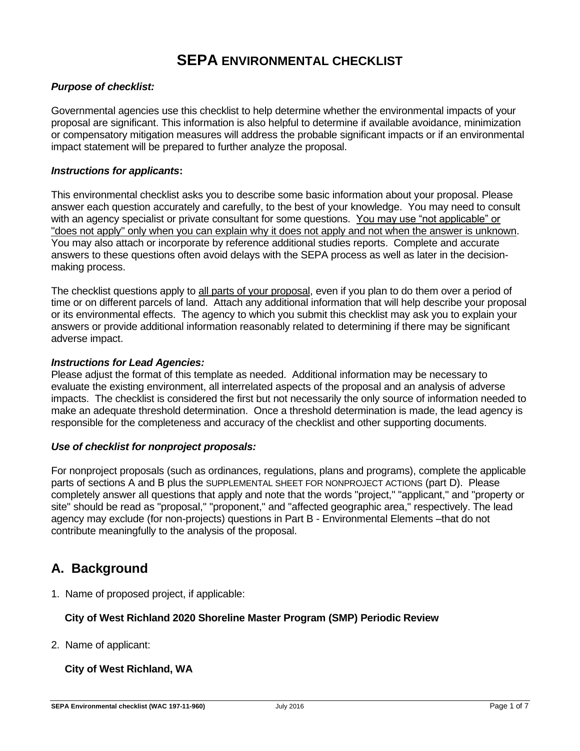# SEPA ENVIRONMENTAL CHECKLIST

***Purpose of checklist:***

Governmental agencies use this checklist to help determine whether the environmental impacts of your proposal are significant. This information is also helpful to determine if available avoidance, minimization or compensatory mitigation measures will address the probable significant impacts or if an environmental impact statement will be prepared to further analyze the proposal.

***Instructions for applicants*:**

This environmental checklist asks you to describe some basic information about your proposal. Please answer each question accurately and carefully, to the best of your knowledge. You may need to consult with an agency specialist or private consultant for some questions. <u>You may use "not applicable" or "does not apply" only when you can explain why it does not apply and not when the answer is unknown</u>. You may also attach or incorporate by reference additional studies reports. Complete and accurate answers to these questions often avoid delays with the SEPA process as well as later in the decision-making process.

The checklist questions apply to <u>all parts of your proposal</u>, even if you plan to do them over a period of time or on different parcels of land. Attach any additional information that will help describe your proposal or its environmental effects. The agency to which you submit this checklist may ask you to explain your answers or provide additional information reasonably related to determining if there may be significant adverse impact.

***Instructions for Lead Agencies:***

Please adjust the format of this template as needed. Additional information may be necessary to evaluate the existing environment, all interrelated aspects of the proposal and an analysis of adverse impacts. The checklist is considered the first but not necessarily the only source of information needed to make an adequate threshold determination. Once a threshold determination is made, the lead agency is responsible for the completeness and accuracy of the checklist and other supporting documents.

***Use of checklist for nonproject proposals:***

For nonproject proposals (such as ordinances, regulations, plans and programs), complete the applicable parts of sections A and B plus the SUPPLEMENTAL SHEET FOR NONPROJECT ACTIONS (part D). Please completely answer all questions that apply and note that the words "project," "applicant," and "property or site" should be read as "proposal," "proponent," and "affected geographic area," respectively. The lead agency may exclude (for non-projects) questions in Part B - Environmental Elements –that do not contribute meaningfully to the analysis of the proposal.

## A. Background

1. Name of proposed project, if applicable:

   **City of West Richland 2020 Shoreline Master Program (SMP) Periodic Review**

2. Name of applicant:

   **City of West Richland, WA**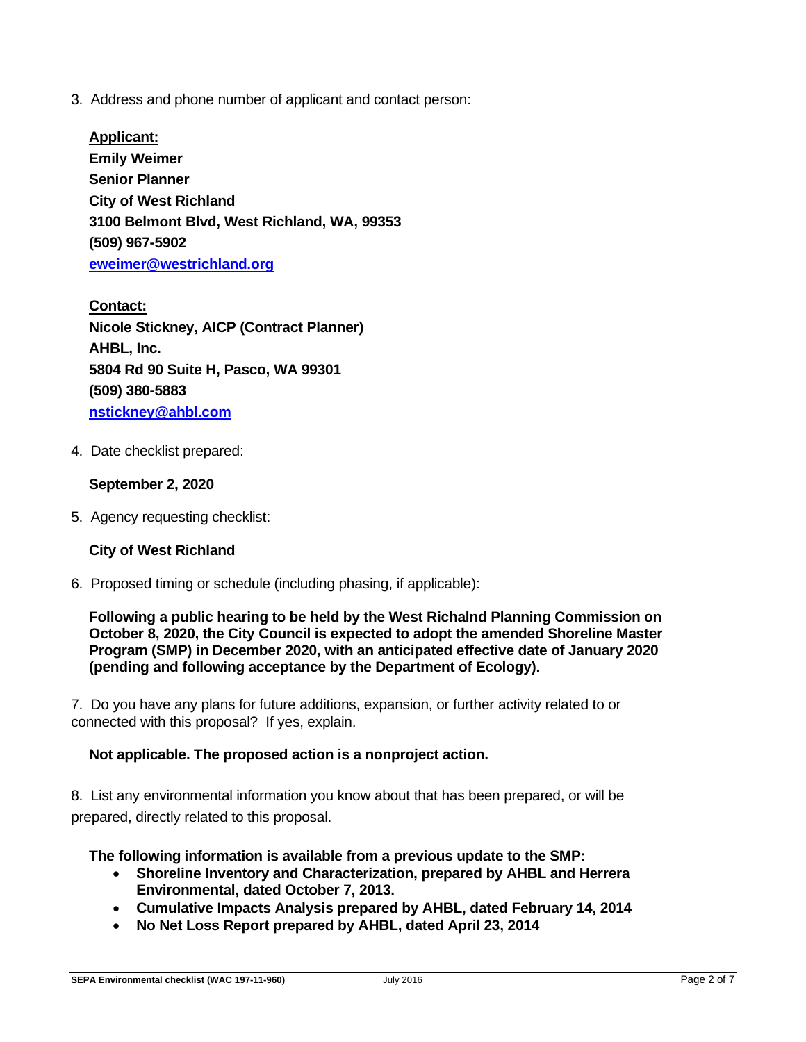3. Address and phone number of applicant and contact person:

**Applicant:**
**Emily Weimer**
**Senior Planner**
**City of West Richland**
**3100 Belmont Blvd, West Richland, WA, 99353**
**(509) 967-5902**
**eweimer@westrichland.org**

**Contact:**
**Nicole Stickney, AICP (Contract Planner)**
**AHBL, Inc.**
**5804 Rd 90 Suite H, Pasco, WA 99301**
**(509) 380-5883**
**nstickney@ahbl.com**

4. Date checklist prepared:

**September 2, 2020**

5. Agency requesting checklist:

**City of West Richland**

6. Proposed timing or schedule (including phasing, if applicable):

**Following a public hearing to be held by the West Richalnd Planning Commission on October 8, 2020, the City Council is expected to adopt the amended Shoreline Master Program (SMP) in December 2020, with an anticipated effective date of January 2020 (pending and following acceptance by the Department of Ecology).**

7. Do you have any plans for future additions, expansion, or further activity related to or connected with this proposal? If yes, explain.

**Not applicable. The proposed action is a nonproject action.**

8. List any environmental information you know about that has been prepared, or will be prepared, directly related to this proposal.

**The following information is available from a previous update to the SMP:**

- **Shoreline Inventory and Characterization, prepared by AHBL and Herrera Environmental, dated October 7, 2013.**
- **Cumulative Impacts Analysis prepared by AHBL, dated February 14, 2014**
- **No Net Loss Report prepared by AHBL, dated April 23, 2014**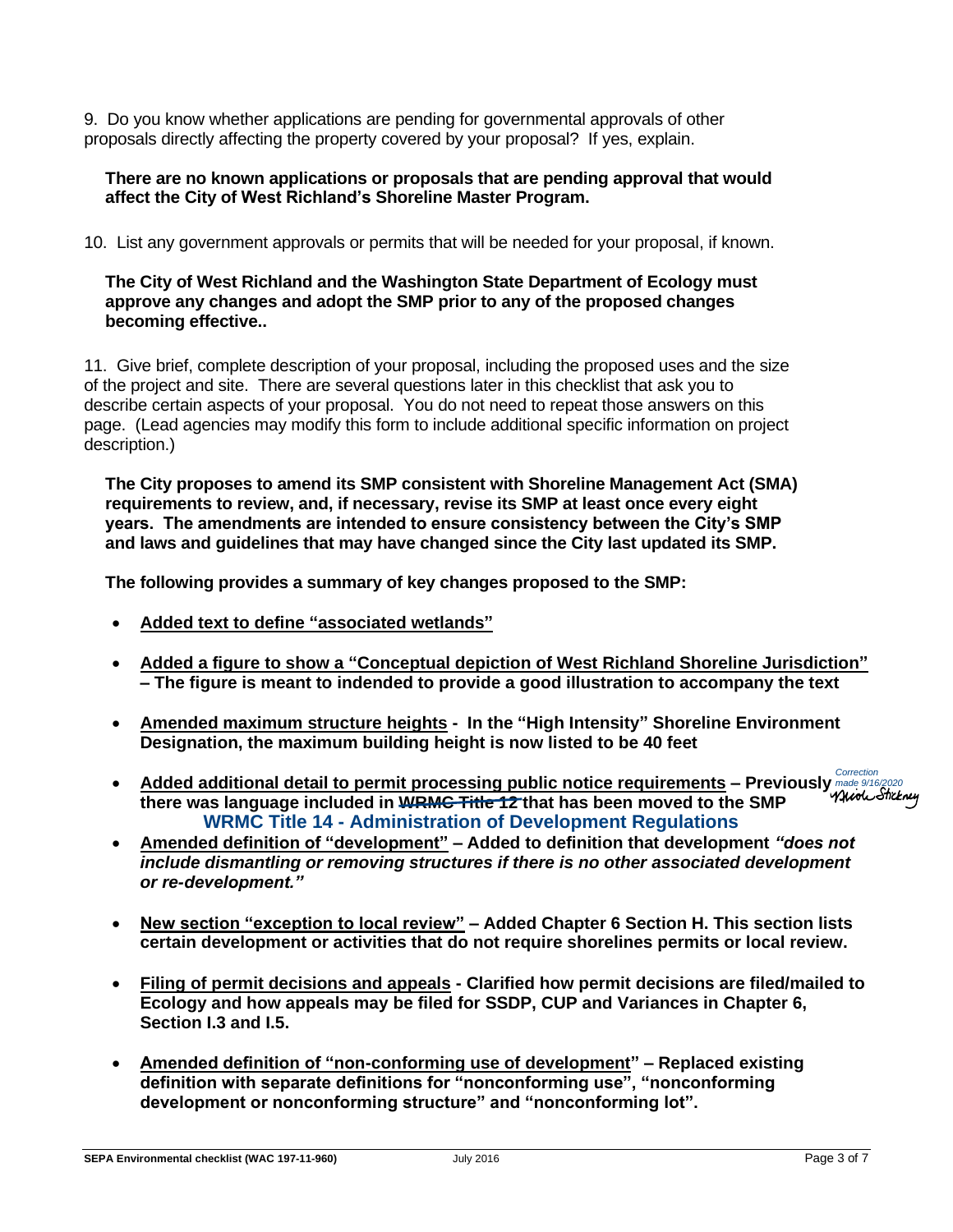9. Do you know whether applications are pending for governmental approvals of other proposals directly affecting the property covered by your proposal? If yes, explain.

**There are no known applications or proposals that are pending approval that would affect the City of West Richland's Shoreline Master Program.**

10. List any government approvals or permits that will be needed for your proposal, if known.

**The City of West Richland and the Washington State Department of Ecology must approve any changes and adopt the SMP prior to any of the proposed changes becoming effective..**

11. Give brief, complete description of your proposal, including the proposed uses and the size of the project and site. There are several questions later in this checklist that ask you to describe certain aspects of your proposal. You do not need to repeat those answers on this page. (Lead agencies may modify this form to include additional specific information on project description.)

**The City proposes to amend its SMP consistent with Shoreline Management Act (SMA) requirements to review, and, if necessary, revise its SMP at least once every eight years. The amendments are intended to ensure consistency between the City's SMP and laws and guidelines that may have changed since the City last updated its SMP.**

**The following provides a summary of key changes proposed to the SMP:**

- **<u>Added text to define "associated wetlands"</u>**
- **<u>Added a figure to show a "Conceptual depiction of West Richland Shoreline Jurisdiction"</u> – The figure is meant to indended to provide a good illustration to accompany the text**
- **<u>Amended maximum structure heights</u> - In the "High Intensity" Shoreline Environment Designation, the maximum building height is now listed to be 40 feet**
- **<u>Added additional detail to permit processing public notice requirements</u> – Previously there was language included in ~~WRMC Title 12~~ that has been moved to the SMP** **WRMC Title 14 - Administration of Development Regulations** *Correction made 9/16/2020* Nicole Stickney
- **<u>Amended definition of "development"</u> – Added to definition that development *"does not include dismantling or removing structures if there is no other associated development or re-development."***
- **<u>New section "exception to local review"</u> – Added Chapter 6 Section H. This section lists certain development or activities that do not require shorelines permits or local review.**
- **<u>Filing of permit decisions and appeals</u> - Clarified how permit decisions are filed/mailed to Ecology and how appeals may be filed for SSDP, CUP and Variances in Chapter 6, Section I.3 and I.5.**
- **<u>Amended definition of "non-conforming use of development</u>" – Replaced existing definition with separate definitions for "nonconforming use", "nonconforming development or nonconforming structure" and "nonconforming lot".**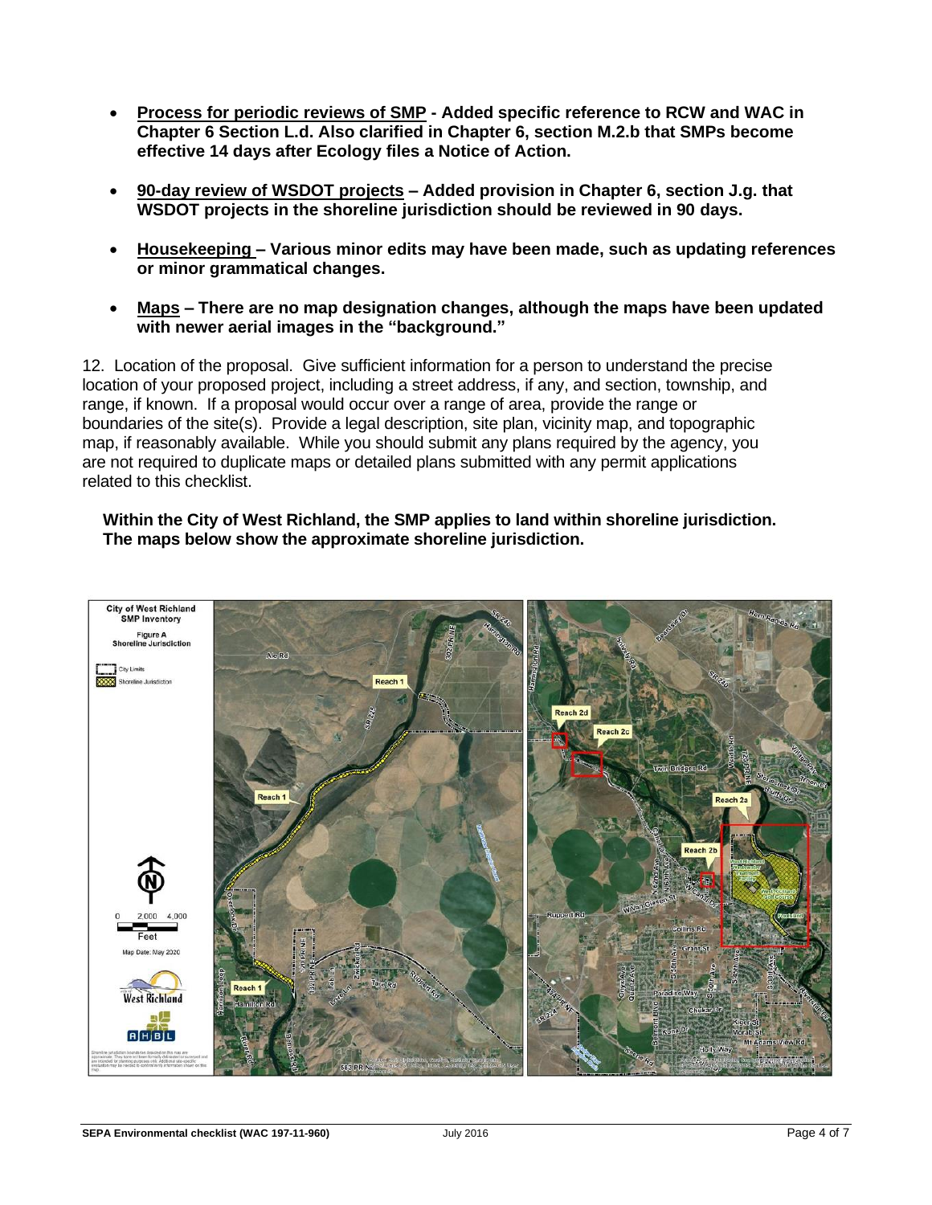- **<u>Process for periodic reviews of SMP</u> - Added specific reference to RCW and WAC in Chapter 6 Section L.d. Also clarified in Chapter 6, section M.2.b that SMPs become effective 14 days after Ecology files a Notice of Action.**

- **<u>90-day review of WSDOT projects</u> – Added provision in Chapter 6, section J.g. that WSDOT projects in the shoreline jurisdiction should be reviewed in 90 days.**

- **<u>Housekeeping</u> – Various minor edits may have been made, such as updating references or minor grammatical changes.**

- **<u>Maps</u> – There are no map designation changes, although the maps have been updated with newer aerial images in the "background."**

12. Location of the proposal. Give sufficient information for a person to understand the precise location of your proposed project, including a street address, if any, and section, township, and range, if known. If a proposal would occur over a range of area, provide the range or boundaries of the site(s). Provide a legal description, site plan, vicinity map, and topographic map, if reasonably available. While you should submit any plans required by the agency, you are not required to duplicate maps or detailed plans submitted with any permit applications related to this checklist.

**Within the City of West Richland, the SMP applies to land within shoreline jurisdiction. The maps below show the approximate shoreline jurisdiction.**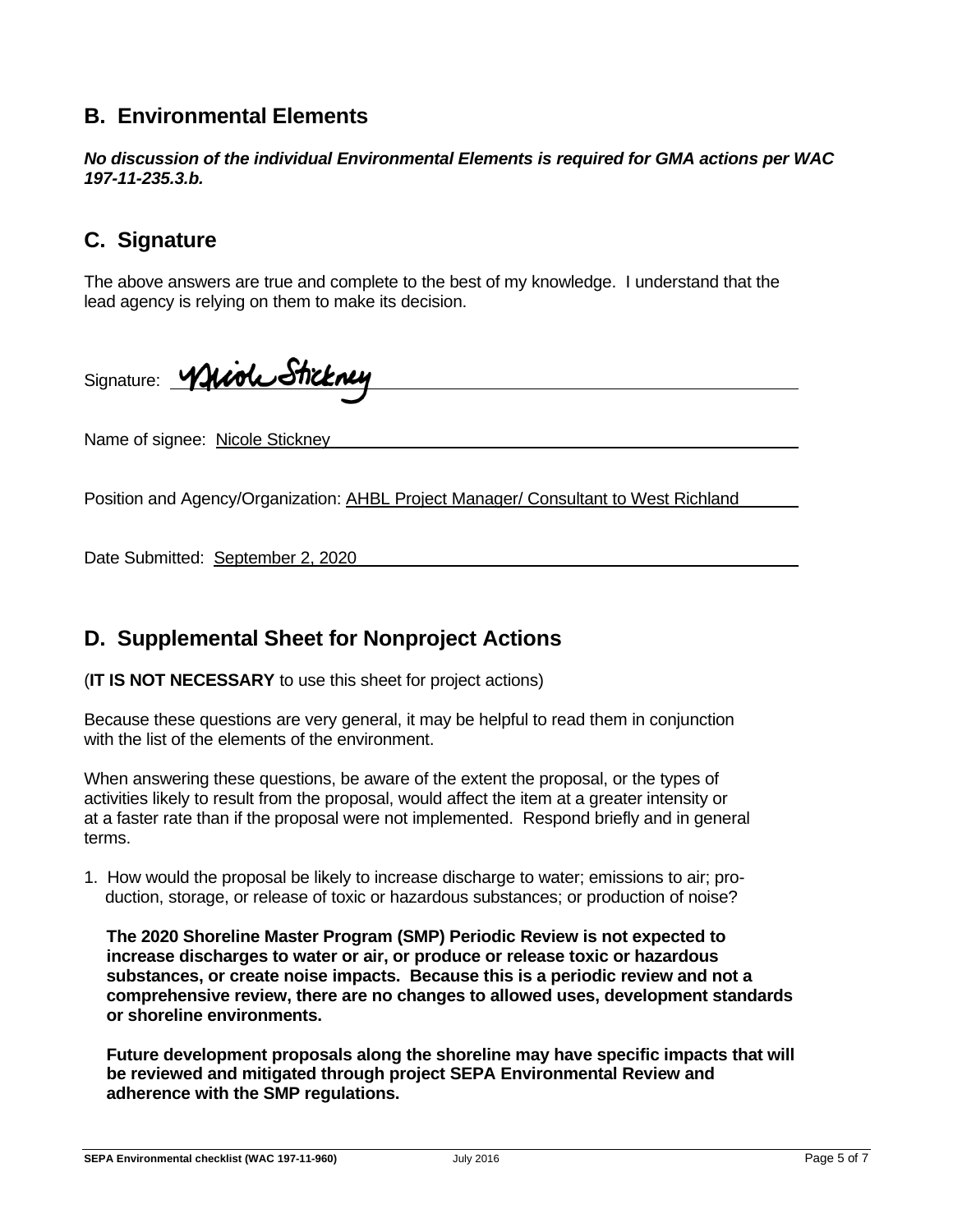## B. Environmental Elements

***No discussion of the individual Environmental Elements is required for GMA actions per WAC 197-11-235.3.b.***

## C. Signature

The above answers are true and complete to the best of my knowledge. I understand that the lead agency is relying on them to make its decision.

Signature: Nicole Stickney

Name of signee: Nicole Stickney

Position and Agency/Organization: AHBL Project Manager/ Consultant to West Richland

Date Submitted: September 2, 2020

## D. Supplemental Sheet for Nonproject Actions

(**IT IS NOT NECESSARY** to use this sheet for project actions)

Because these questions are very general, it may be helpful to read them in conjunction with the list of the elements of the environment.

When answering these questions, be aware of the extent the proposal, or the types of activities likely to result from the proposal, would affect the item at a greater intensity or at a faster rate than if the proposal were not implemented. Respond briefly and in general terms.

1. How would the proposal be likely to increase discharge to water; emissions to air; production, storage, or release of toxic or hazardous substances; or production of noise?

   **The 2020 Shoreline Master Program (SMP) Periodic Review is not expected to increase discharges to water or air, or produce or release toxic or hazardous substances, or create noise impacts. Because this is a periodic review and not a comprehensive review, there are no changes to allowed uses, development standards or shoreline environments.**

   **Future development proposals along the shoreline may have specific impacts that will be reviewed and mitigated through project SEPA Environmental Review and adherence with the SMP regulations.**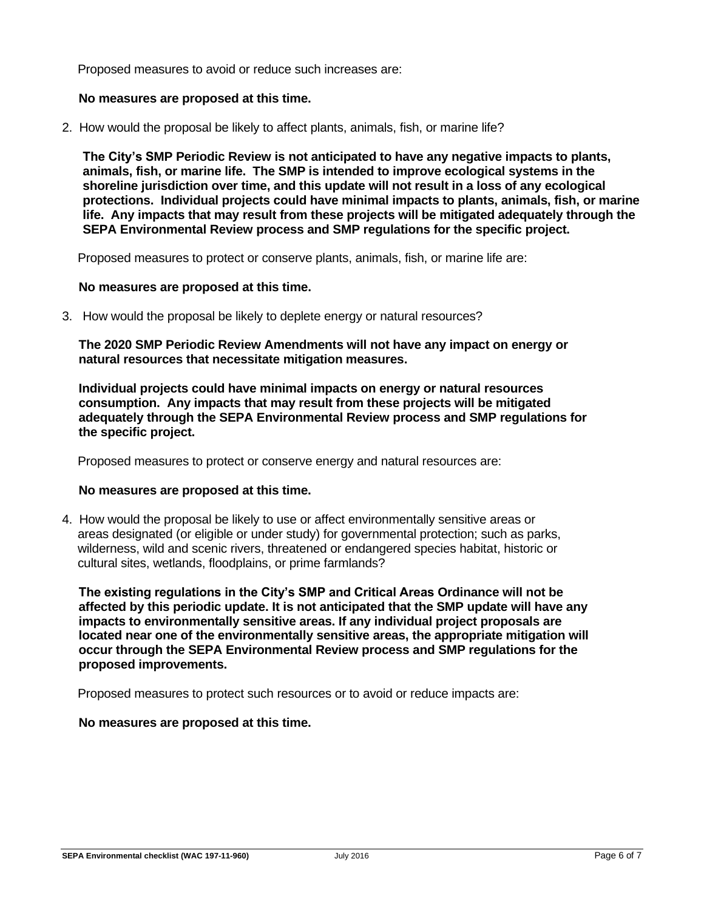Proposed measures to avoid or reduce such increases are:

**No measures are proposed at this time.**

2. How would the proposal be likely to affect plants, animals, fish, or marine life?

   **The City's SMP Periodic Review is not anticipated to have any negative impacts to plants, animals, fish, or marine life. The SMP is intended to improve ecological systems in the shoreline jurisdiction over time, and this update will not result in a loss of any ecological protections. Individual projects could have minimal impacts to plants, animals, fish, or marine life. Any impacts that may result from these projects will be mitigated adequately through the SEPA Environmental Review process and SMP regulations for the specific project.**

   Proposed measures to protect or conserve plants, animals, fish, or marine life are:

   **No measures are proposed at this time.**

3. How would the proposal be likely to deplete energy or natural resources?

   **The 2020 SMP Periodic Review Amendments will not have any impact on energy or natural resources that necessitate mitigation measures.**

   **Individual projects could have minimal impacts on energy or natural resources consumption. Any impacts that may result from these projects will be mitigated adequately through the SEPA Environmental Review process and SMP regulations for the specific project.**

   Proposed measures to protect or conserve energy and natural resources are:

   **No measures are proposed at this time.**

4. How would the proposal be likely to use or affect environmentally sensitive areas or areas designated (or eligible or under study) for governmental protection; such as parks, wilderness, wild and scenic rivers, threatened or endangered species habitat, historic or cultural sites, wetlands, floodplains, or prime farmlands?

   **The existing regulations in the City's SMP and Critical Areas Ordinance will not be affected by this periodic update. It is not anticipated that the SMP update will have any impacts to environmentally sensitive areas. If any individual project proposals are located near one of the environmentally sensitive areas, the appropriate mitigation will occur through the SEPA Environmental Review process and SMP regulations for the proposed improvements.**

   Proposed measures to protect such resources or to avoid or reduce impacts are:

   **No measures are proposed at this time.**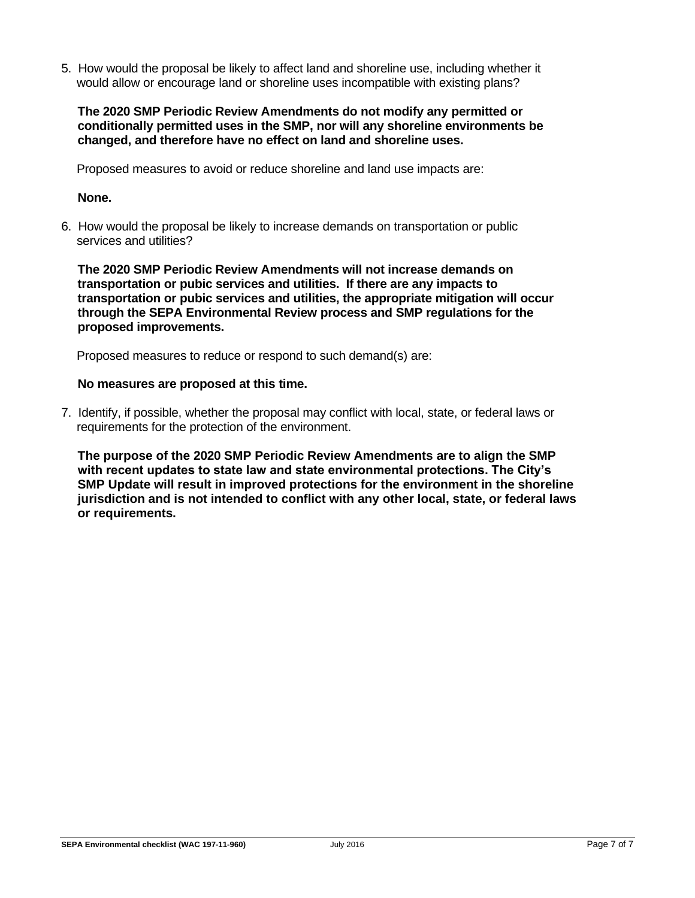5. How would the proposal be likely to affect land and shoreline use, including whether it would allow or encourage land or shoreline uses incompatible with existing plans?

   **The 2020 SMP Periodic Review Amendments do not modify any permitted or conditionally permitted uses in the SMP, nor will any shoreline environments be changed, and therefore have no effect on land and shoreline uses.**

   Proposed measures to avoid or reduce shoreline and land use impacts are:

   **None.**

6. How would the proposal be likely to increase demands on transportation or public services and utilities?

   **The 2020 SMP Periodic Review Amendments will not increase demands on transportation or pubic services and utilities. If there are any impacts to transportation or pubic services and utilities, the appropriate mitigation will occur through the SEPA Environmental Review process and SMP regulations for the proposed improvements.**

   Proposed measures to reduce or respond to such demand(s) are:

   **No measures are proposed at this time.**

7. Identify, if possible, whether the proposal may conflict with local, state, or federal laws or requirements for the protection of the environment.

   **The purpose of the 2020 SMP Periodic Review Amendments are to align the SMP with recent updates to state law and state environmental protections. The City's SMP Update will result in improved protections for the environment in the shoreline jurisdiction and is not intended to conflict with any other local, state, or federal laws or requirements.**